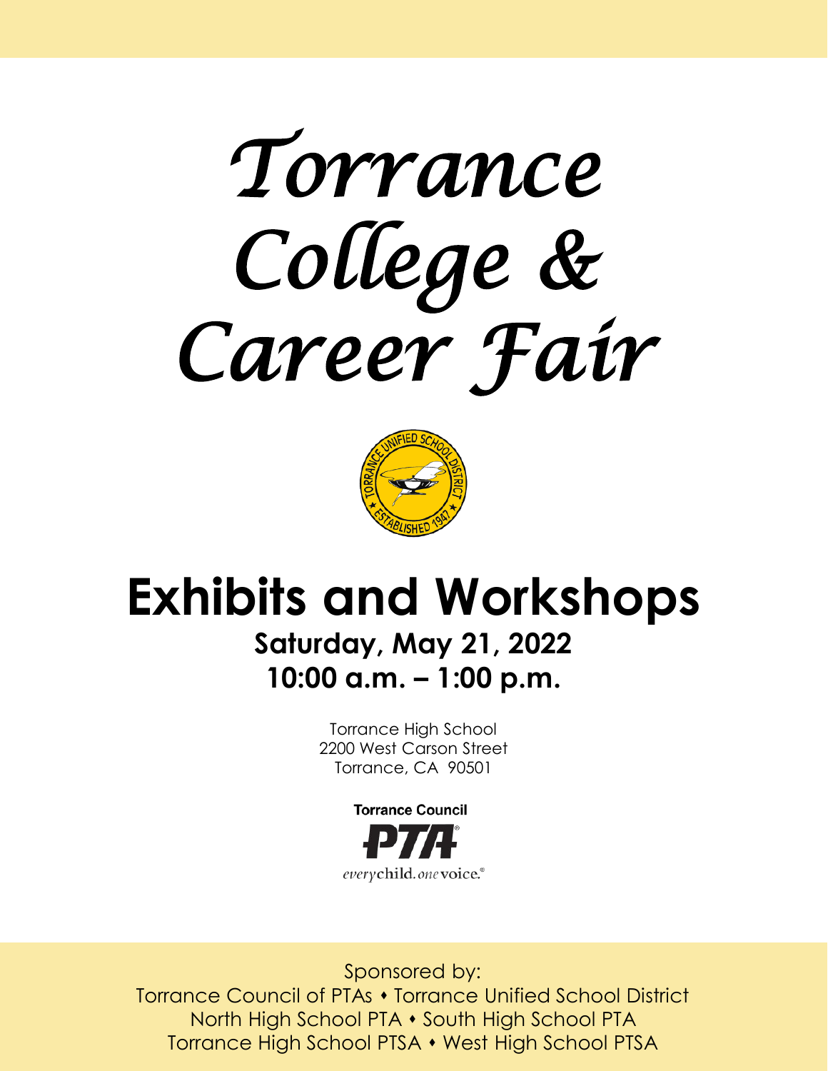# Torrance College & Career Fair

## Exhibits and Workshops

### Saturday, May 21, 2022
### 10:00 a.m. – 1:00 p.m.

Torrance High School
2200 West Carson Street
Torrance, CA 90501

Torrance Council
PTA
everychild. onevoice.

Sponsored by:
Torrance Council of PTAs • Torrance Unified School District
North High School PTA • South High School PTA
Torrance High School PTSA • West High School PTSA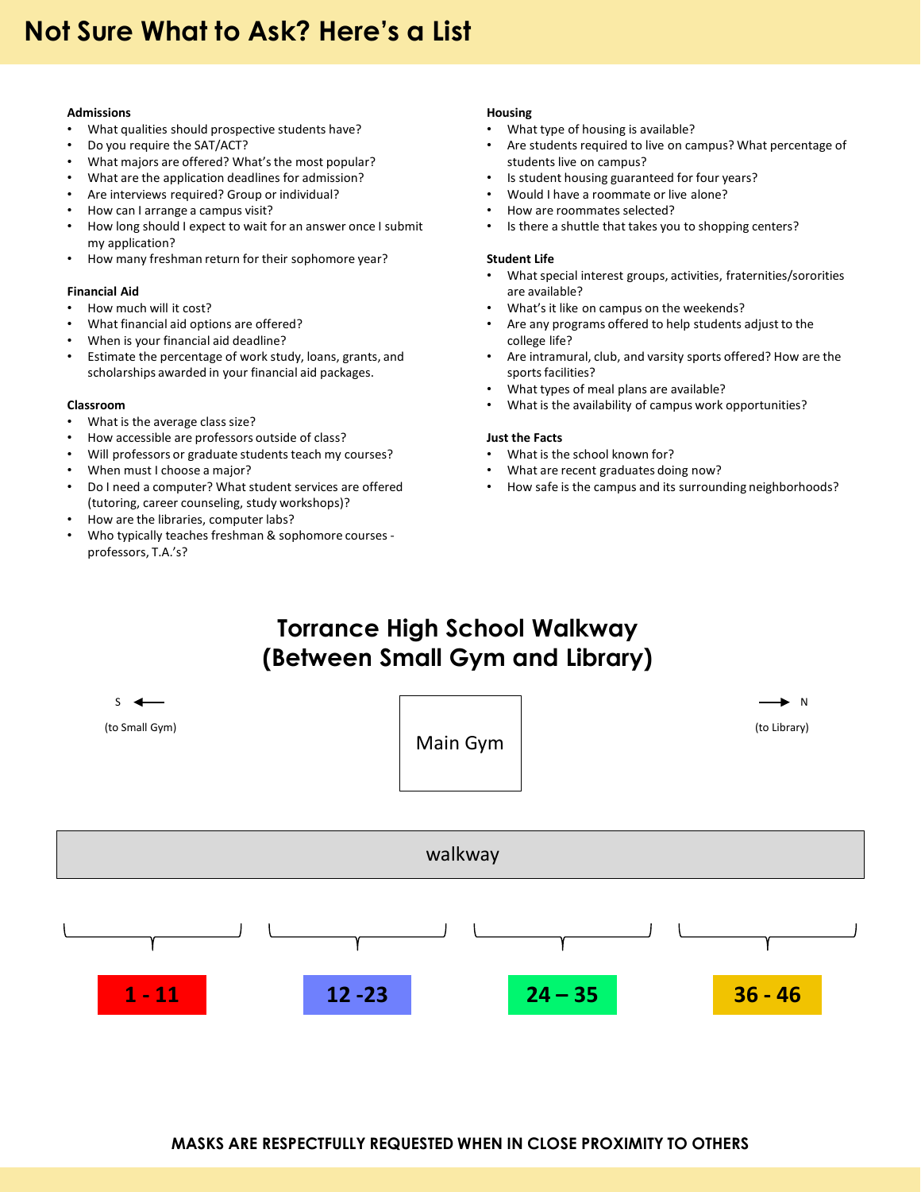# Not Sure What to Ask? Here's a List

**Admissions**

- What qualities should prospective students have?
- Do you require the SAT/ACT?
- What majors are offered? What's the most popular?
- What are the application deadlines for admission?
- Are interviews required? Group or individual?
- How can I arrange a campus visit?
- How long should I expect to wait for an answer once I submit my application?
- How many freshman return for their sophomore year?

**Financial Aid**

- How much will it cost?
- What financial aid options are offered?
- When is your financial aid deadline?
- Estimate the percentage of work study, loans, grants, and scholarships awarded in your financial aid packages.

**Classroom**

- What is the average class size?
- How accessible are professors outside of class?
- Will professors or graduate students teach my courses?
- When must I choose a major?
- Do I need a computer? What student services are offered (tutoring, career counseling, study workshops)?
- How are the libraries, computer labs?
- Who typically teaches freshman & sophomore courses - professors, T.A.'s?

**Housing**

- What type of housing is available?
- Are students required to live on campus? What percentage of students live on campus?
- Is student housing guaranteed for four years?
- Would I have a roommate or live alone?
- How are roommates selected?
- Is there a shuttle that takes you to shopping centers?

**Student Life**

- What special interest groups, activities, fraternities/sororities are available?
- What's it like on campus on the weekends?
- Are any programs offered to help students adjust to the college life?
- Are intramural, club, and varsity sports offered? How are the sports facilities?
- What types of meal plans are available?
- What is the availability of campus work opportunities?

**Just the Facts**

- What is the school known for?
- What are recent graduates doing now?
- How safe is the campus and its surrounding neighborhoods?

## Torrance High School Walkway (Between Small Gym and Library)

S ← (to Small Gym)

Main Gym

→ N (to Library)

walkway

**1 - 11** | **12 -23** | **24 – 35** | **36 - 46**

**MASKS ARE RESPECTFULLY REQUESTED WHEN IN CLOSE PROXIMITY TO OTHERS**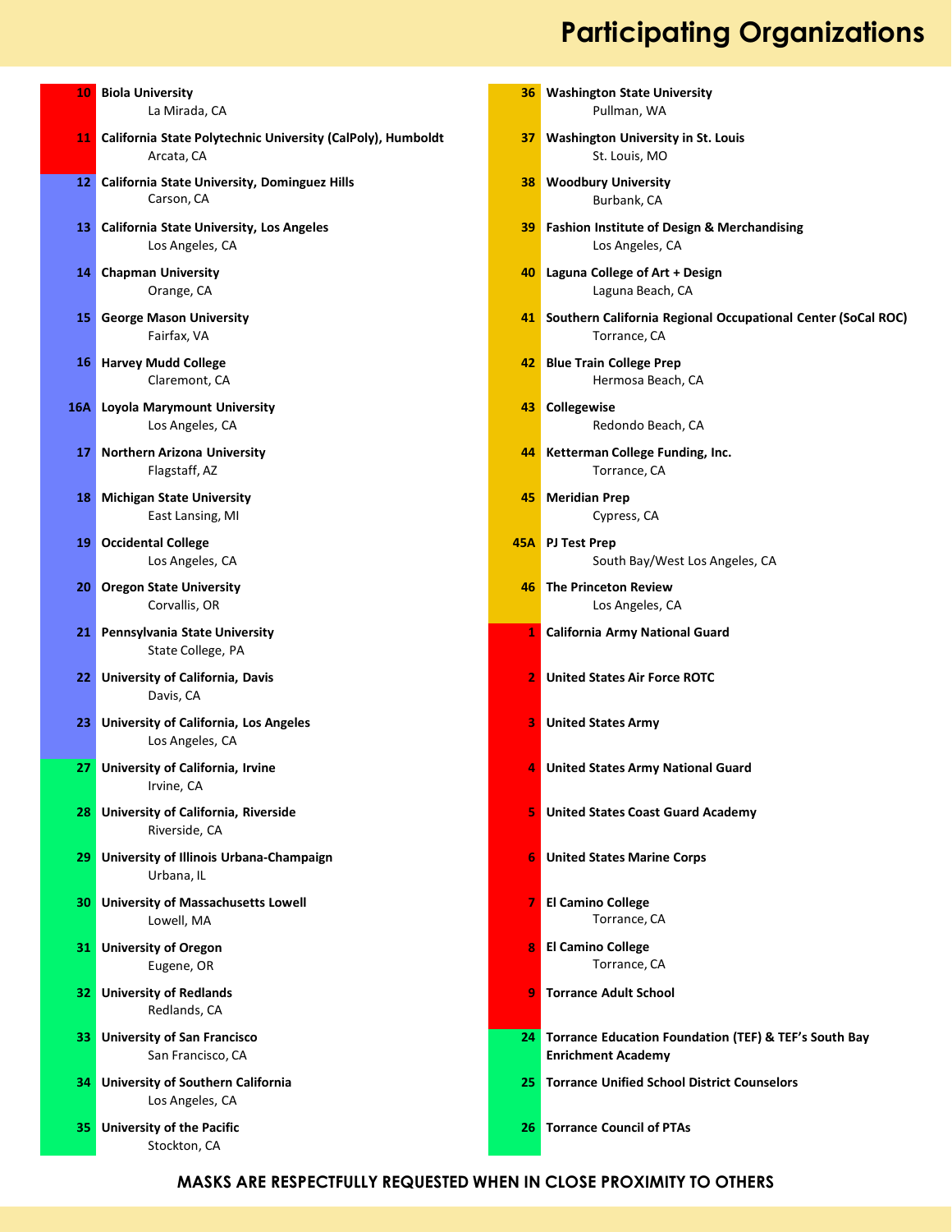# Participating Organizations

**10** **Biola University**
La Mirada, CA

**11** **California State Polytechnic University (CalPoly), Humboldt**
Arcata, CA

**12** **California State University, Dominguez Hills**
Carson, CA

**13** **California State University, Los Angeles**
Los Angeles, CA

**14** **Chapman University**
Orange, CA

**15** **George Mason University**
Fairfax, VA

**16** **Harvey Mudd College**
Claremont, CA

**16A** **Loyola Marymount University**
Los Angeles, CA

**17** **Northern Arizona University**
Flagstaff, AZ

**18** **Michigan State University**
East Lansing, MI

**19** **Occidental College**
Los Angeles, CA

**20** **Oregon State University**
Corvallis, OR

**21** **Pennsylvania State University**
State College, PA

**22** **University of California, Davis**
Davis, CA

**23** **University of California, Los Angeles**
Los Angeles, CA

**27** **University of California, Irvine**
Irvine, CA

**28** **University of California, Riverside**
Riverside, CA

**29** **University of Illinois Urbana-Champaign**
Urbana, IL

**30** **University of Massachusetts Lowell**
Lowell, MA

**31** **University of Oregon**
Eugene, OR

**32** **University of Redlands**
Redlands, CA

**33** **University of San Francisco**
San Francisco, CA

**34** **University of Southern California**
Los Angeles, CA

**35** **University of the Pacific**
Stockton, CA

**36** **Washington State University**
Pullman, WA

**37** **Washington University in St. Louis**
St. Louis, MO

**38** **Woodbury University**
Burbank, CA

**39** **Fashion Institute of Design & Merchandising**
Los Angeles, CA

**40** **Laguna College of Art + Design**
Laguna Beach, CA

**41** **Southern California Regional Occupational Center (SoCal ROC)**
Torrance, CA

**42** **Blue Train College Prep**
Hermosa Beach, CA

**43** **Collegewise**
Redondo Beach, CA

**44** **Ketterman College Funding, Inc.**
Torrance, CA

**45** **Meridian Prep**
Cypress, CA

**45A** **PJ Test Prep**
South Bay/West Los Angeles, CA

**46** **The Princeton Review**
Los Angeles, CA

**1** **California Army National Guard**

**2** **United States Air Force ROTC**

**3** **United States Army**

**4** **United States Army National Guard**

**5** **United States Coast Guard Academy**

**6** **United States Marine Corps**

**7** **El Camino College**
Torrance, CA

**8** **El Camino College**
Torrance, CA

**9** **Torrance Adult School**

**24** **Torrance Education Foundation (TEF) & TEF's South Bay Enrichment Academy**

**25** **Torrance Unified School District Counselors**

**26** **Torrance Council of PTAs**

**MASKS ARE RESPECTFULLY REQUESTED WHEN IN CLOSE PROXIMITY TO OTHERS**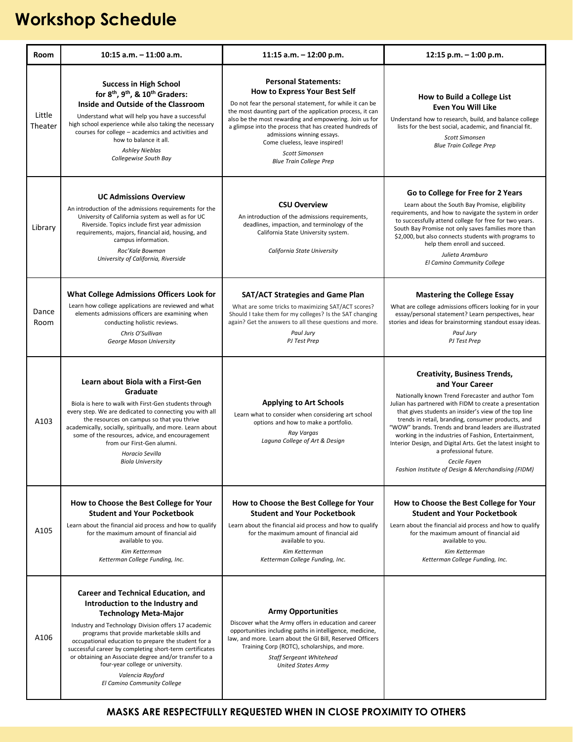# Workshop Schedule

| Room | 10:15 a.m. – 11:00 a.m. | 11:15 a.m. – 12:00 p.m. | 12:15 p.m. – 1:00 p.m. |
|---|---|---|---|
| Little Theater | **Success in High School for 8th, 9th, & 10th Graders: Inside and Outside of the Classroom** Understand what will help you have a successful high school experience while also taking the necessary courses for college – academics and activities and how to balance it all. *Ashley Nieblas* *Collegewise South Bay* | **Personal Statements: How to Express Your Best Self** Do not fear the personal statement, for while it can be the most daunting part of the application process, it can also be the most rewarding and empowering. Join us for a glimpse into the process that has created hundreds of admissions winning essays. Come clueless, leave inspired! *Scott Simonsen* *Blue Train College Prep* | **How to Build a College List Even You Will Like** Understand how to research, build, and balance college lists for the best social, academic, and financial fit. *Scott Simonsen* *Blue Train College Prep* |
| Library | **UC Admissions Overview** An introduction of the admissions requirements for the University of California system as well as for UC Riverside. Topics include first year admission requirements, majors, financial aid, housing, and campus information. *Roc'Kale Bowman* *University of California, Riverside* | **CSU Overview** An introduction of the admissions requirements, deadlines, impaction, and terminology of the California State University system. *California State University* | **Go to College for Free for 2 Years** Learn about the South Bay Promise, eligibility requirements, and how to navigate the system in order to successfully attend college for free for two years. South Bay Promise not only saves families more than $2,000, but also connects students with programs to help them enroll and succeed. *Julieta Aramburo* *El Camino Community College* |
| Dance Room | **What College Admissions Officers Look for** Learn how college applications are reviewed and what elements admissions officers are examining when conducting holistic reviews. *Chris O'Sullivan* *George Mason University* | **SAT/ACT Strategies and Game Plan** What are some tricks to maximizing SAT/ACT scores? Should I take them for my colleges? Is the SAT changing again? Get the answers to all these questions and more. *Paul Jury* *PJ Test Prep* | **Mastering the College Essay** What are college admissions officers looking for in your essay/personal statement? Learn perspectives, hear stories and ideas for brainstorming standout essay ideas. *Paul Jury* *PJ Test Prep* |
| A103 | **Learn about Biola with a First-Gen Graduate** Biola is here to walk with First-Gen students through every step. We are dedicated to connecting you with all the resources on campus so that you thrive academically, socially, spiritually, and more. Learn about some of the resources, advice, and encouragement from our First-Gen alumni. *Horacio Sevilla* *Biola University* | **Applying to Art Schools** Learn what to consider when considering art school options and how to make a portfolio. *Ray Vargas* *Laguna College of Art & Design* | **Creativity, Business Trends, and Your Career** Nationally known Trend Forecaster and author Tom Julian has partnered with FIDM to create a presentation that gives students an insider's view of the top line trends in retail, branding, consumer products, and "WOW" brands. Trends and brand leaders are illustrated working in the industries of Fashion, Entertainment, Interior Design, and Digital Arts. Get the latest insight to a professional future. *Cecile Fayen* *Fashion Institute of Design & Merchandising (FIDM)* |
| A105 | **How to Choose the Best College for Your Student and Your Pocketbook** Learn about the financial aid process and how to qualify for the maximum amount of financial aid available to you. *Kim Ketterman* *Ketterman College Funding, Inc.* | **How to Choose the Best College for Your Student and Your Pocketbook** Learn about the financial aid process and how to qualify for the maximum amount of financial aid available to you. *Kim Ketterman* *Ketterman College Funding, Inc.* | **How to Choose the Best College for Your Student and Your Pocketbook** Learn about the financial aid process and how to qualify for the maximum amount of financial aid available to you. *Kim Ketterman* *Ketterman College Funding, Inc.* |
| A106 | **Career and Technical Education, and Introduction to the Industry and Technology Meta-Major** Industry and Technology Division offers 17 academic programs that provide marketable skills and occupational education to prepare the student for a successful career by completing short-term certificates or obtaining an Associate degree and/or transfer to a four-year college or university. *Valencia Rayford* *El Camino Community College* | **Army Opportunities** Discover what the Army offers in education and career opportunities including paths in intelligence, medicine, law, and more. Learn about the GI Bill, Reserved Officers Training Corp (ROTC), scholarships, and more. *Staff Sergeant Whitehead* *United States Army* | |

**MASKS ARE RESPECTFULLY REQUESTED WHEN IN CLOSE PROXIMITY TO OTHERS**